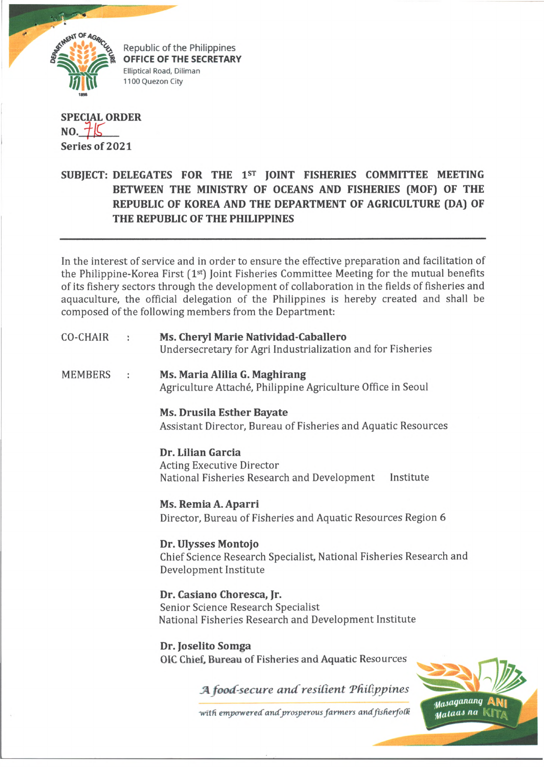Republic of the Philippines
**OFFICE OF THE SECRETARY**
Elliptical Road, Diliman
1100 Quezon City

**SPECIAL ORDER**
**NO. 715**
**Series of 2021**

**SUBJECT: DELEGATES FOR THE 1ST JOINT FISHERIES COMMITTEE MEETING BETWEEN THE MINISTRY OF OCEANS AND FISHERIES (MOF) OF THE REPUBLIC OF KOREA AND THE DEPARTMENT OF AGRICULTURE (DA) OF THE REPUBLIC OF THE PHILIPPINES**

---

In the interest of service and in order to ensure the effective preparation and facilitation of the Philippine-Korea First (1st) Joint Fisheries Committee Meeting for the mutual benefits of its fishery sectors through the development of collaboration in the fields of fisheries and aquaculture, the official delegation of the Philippines is hereby created and shall be composed of the following members from the Department:

CO-CHAIR : **Ms. Cheryl Marie Natividad-Caballero**
Undersecretary for Agri Industrialization and for Fisheries

MEMBERS : **Ms. Maria Alilia G. Maghirang**
Agriculture Attaché, Philippine Agriculture Office in Seoul

**Ms. Drusila Esther Bayate**
Assistant Director, Bureau of Fisheries and Aquatic Resources

**Dr. Lilian Garcia**
Acting Executive Director
National Fisheries Research and Development Institute

**Ms. Remia A. Aparri**
Director, Bureau of Fisheries and Aquatic Resources Region 6

**Dr. Ulysses Montojo**
Chief Science Research Specialist, National Fisheries Research and Development Institute

**Dr. Casiano Choresca, Jr.**
Senior Science Research Specialist
National Fisheries Research and Development Institute

**Dr. Joselito Somga**
OIC Chief, Bureau of Fisheries and Aquatic Resources

*A food-secure and resilient Philippines*
*with empowered and prosperous farmers and fisherfolk*

Masaganang ANI Mataas na KITA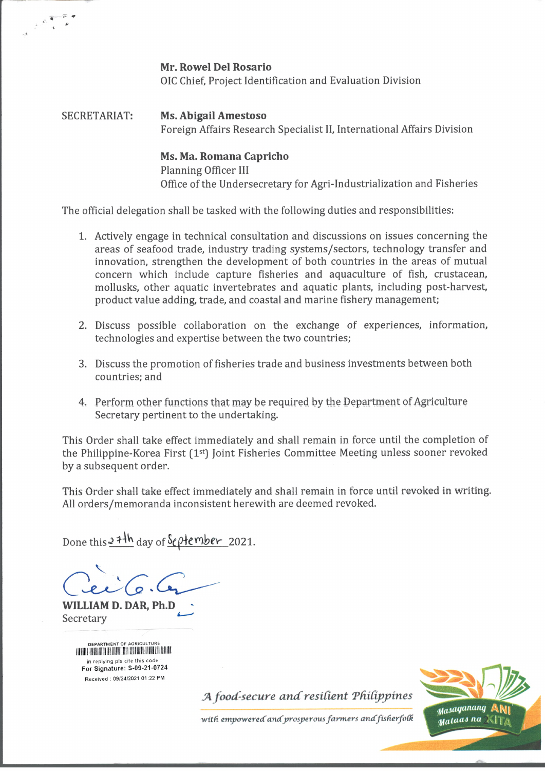**Mr. Rowel Del Rosario**
OIC Chief, Project Identification and Evaluation Division

SECRETARIAT: **Ms. Abigail Amestoso**
Foreign Affairs Research Specialist II, International Affairs Division

**Ms. Ma. Romana Capricho**
Planning Officer III
Office of the Undersecretary for Agri-Industrialization and Fisheries

The official delegation shall be tasked with the following duties and responsibilities:

1. Actively engage in technical consultation and discussions on issues concerning the areas of seafood trade, industry trading systems/sectors, technology transfer and innovation, strengthen the development of both countries in the areas of mutual concern which include capture fisheries and aquaculture of fish, crustacean, mollusks, other aquatic invertebrates and aquatic plants, including post-harvest, product value adding, trade, and coastal and marine fishery management;
2. Discuss possible collaboration on the exchange of experiences, information, technologies and expertise between the two countries;
3. Discuss the promotion of fisheries trade and business investments between both countries; and
4. Perform other functions that may be required by the Department of Agriculture Secretary pertinent to the undertaking.

This Order shall take effect immediately and shall remain in force until the completion of the Philippine-Korea First (1st) Joint Fisheries Committee Meeting unless sooner revoked by a subsequent order.

This Order shall take effect immediately and shall remain in force until revoked in writing. All orders/memoranda inconsistent herewith are deemed revoked.

Done this 27th day of September 2021.

**WILLIAM D. DAR, Ph.D**
Secretary

DEPARTMENT OF AGRICULTURE
in replying pls cite this code :
For Signature: S-09-21-0724
Received : 09/24/2021 01:22 PM

*A food-secure and resilient Philippines*
*with empowered and prosperous farmers and fisherfolk*

Masaganang ANI Mataas na KITA